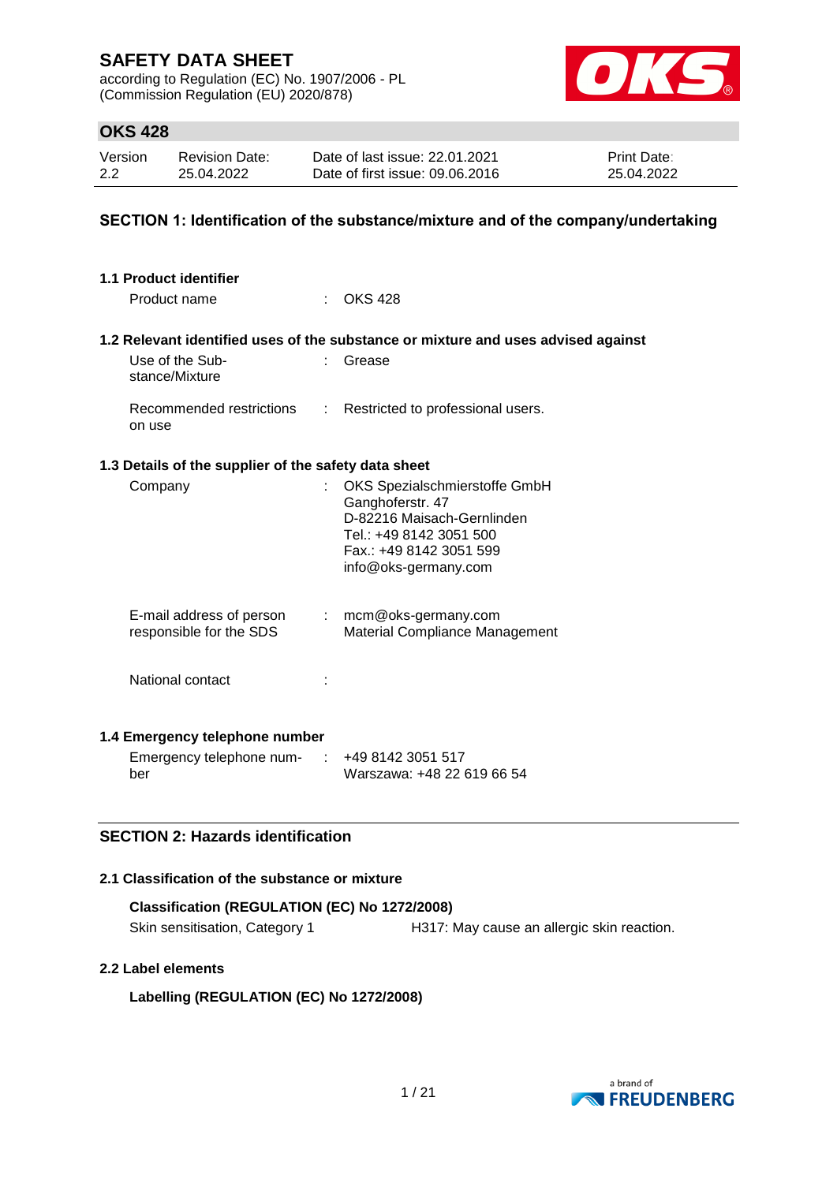# SAFETY DATA SHEET

according to Regulation (EC) No. 1907/2006 - PL
(Commission Regulation (EU) 2020/878)

## OKS 428

| Version | Revision Date: | Date of last issue: 22.01.2021 | Print Date: |
|---|---|---|---|
| 2.2 | 25.04.2022 | Date of first issue: 09.06.2016 | 25.04.2022 |

## SECTION 1: Identification of the substance/mixture and of the company/undertaking

### 1.1 Product identifier

Product name : OKS 428

### 1.2 Relevant identified uses of the substance or mixture and uses advised against

Use of the Substance/Mixture : Grease

Recommended restrictions on use : Restricted to professional users.

### 1.3 Details of the supplier of the safety data sheet

Company : OKS Spezialschmierstoffe GmbH
Ganghoferstr. 47
D-82216 Maisach-Gernlinden
Tel.: +49 8142 3051 500
Fax.: +49 8142 3051 599
info@oks-germany.com

E-mail address of person responsible for the SDS : mcm@oks-germany.com
Material Compliance Management

National contact :

### 1.4 Emergency telephone number

Emergency telephone number : +49 8142 3051 517
Warszawa: +48 22 619 66 54

## SECTION 2: Hazards identification

### 2.1 Classification of the substance or mixture

**Classification (REGULATION (EC) No 1272/2008)**

Skin sensitisation, Category 1 H317: May cause an allergic skin reaction.

### 2.2 Label elements

**Labelling (REGULATION (EC) No 1272/2008)**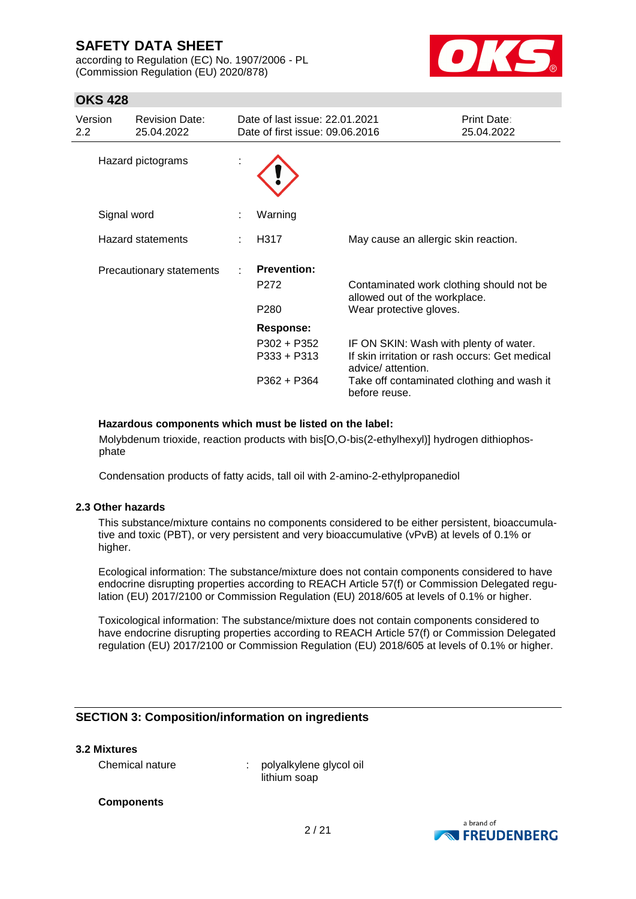| | | |
|---|---|---|
| Hazard pictograms | : | |
| Signal word | : | Warning |
| Hazard statements | : | H317 May cause an allergic skin reaction. |
| Precautionary statements | : | **Prevention:** |
| | | P272 Contaminated work clothing should not be allowed out of the workplace. |
| | | P280 Wear protective gloves. |
| | | **Response:** |
| | | P302 + P352 IF ON SKIN: Wash with plenty of water. |
| | | P333 + P313 If skin irritation or rash occurs: Get medical advice/ attention. |
| | | P362 + P364 Take off contaminated clothing and wash it before reuse. |

**Hazardous components which must be listed on the label:**

Molybdenum trioxide, reaction products with bis[O,O-bis(2-ethylhexyl)] hydrogen dithiophosphate

Condensation products of fatty acids, tall oil with 2-amino-2-ethylpropanediol

### 2.3 Other hazards

This substance/mixture contains no components considered to be either persistent, bioaccumulative and toxic (PBT), or very persistent and very bioaccumulative (vPvB) at levels of 0.1% or higher.

Ecological information: The substance/mixture does not contain components considered to have endocrine disrupting properties according to REACH Article 57(f) or Commission Delegated regulation (EU) 2017/2100 or Commission Regulation (EU) 2018/605 at levels of 0.1% or higher.

Toxicological information: The substance/mixture does not contain components considered to have endocrine disrupting properties according to REACH Article 57(f) or Commission Delegated regulation (EU) 2017/2100 or Commission Regulation (EU) 2018/605 at levels of 0.1% or higher.

## SECTION 3: Composition/information on ingredients

### 3.2 Mixtures

Chemical nature : polyalkylene glycol oil
lithium soap

**Components**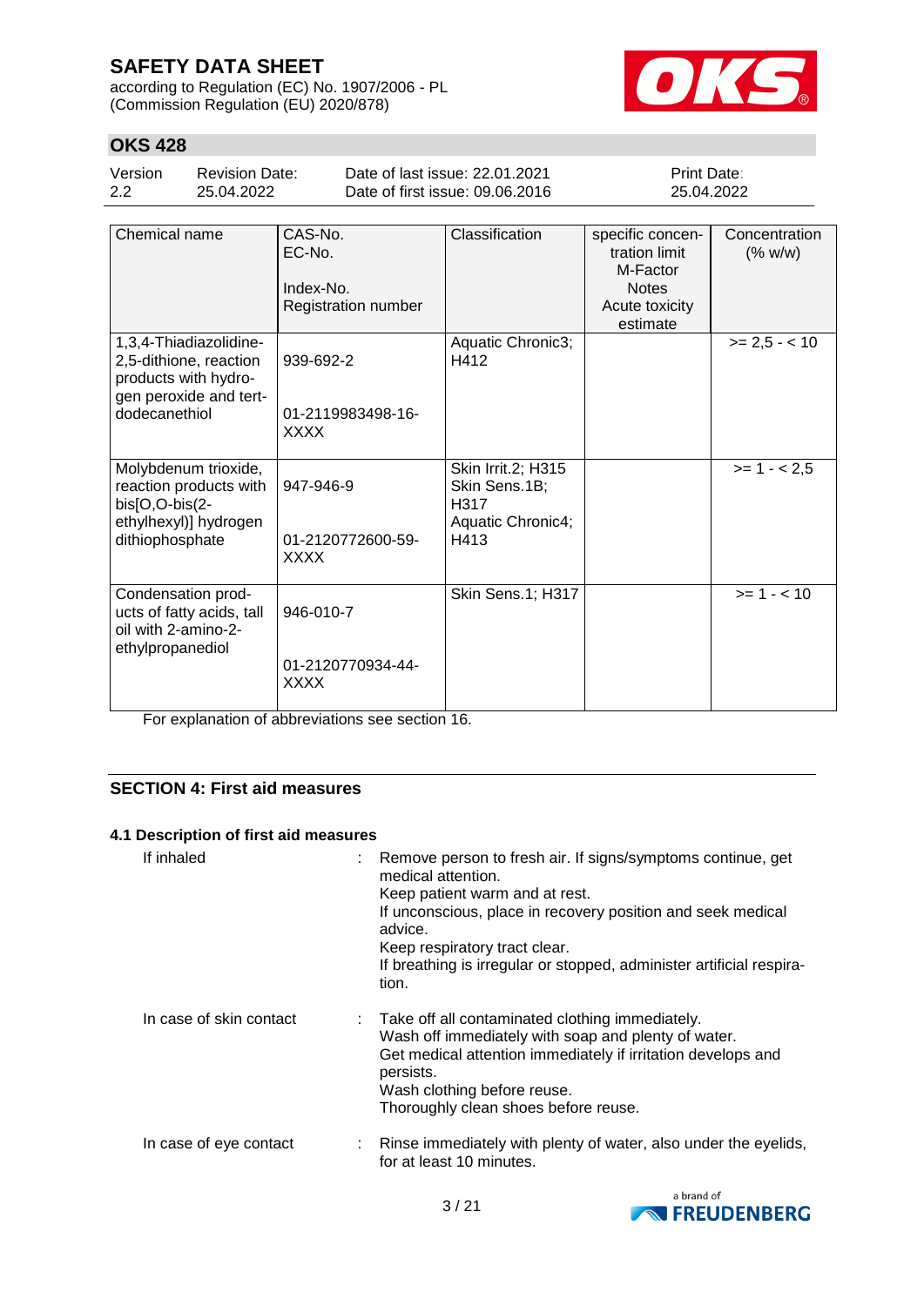| Chemical name | CAS-No.<br>EC-No.<br>Index-No.<br>Registration number | Classification | specific concentration limit<br>M-Factor<br>Notes<br>Acute toxicity estimate | Concentration (% w/w) |
|---|---|---|---|---|
| 1,3,4-Thiadiazolidine-2,5-dithione, reaction products with hydrogen peroxide and tert-dodecanethiol | 939-692-2<br>01-2119983498-16-XXXX | Aquatic Chronic3; H412 | | >= 2,5 - < 10 |
| Molybdenum trioxide, reaction products with bis[O,O-bis(2-ethylhexyl)] hydrogen dithiophosphate | 947-946-9<br>01-2120772600-59-XXXX | Skin Irrit.2; H315<br>Skin Sens.1B; H317<br>Aquatic Chronic4; H413 | | >= 1 - < 2,5 |
| Condensation products of fatty acids, tall oil with 2-amino-2-ethylpropanediol | 946-010-7<br>01-2120770934-44-XXXX | Skin Sens.1; H317 | | >= 1 - < 10 |

For explanation of abbreviations see section 16.

## SECTION 4: First aid measures

### 4.1 Description of first aid measures

If inhaled : Remove person to fresh air. If signs/symptoms continue, get medical attention.
Keep patient warm and at rest.
If unconscious, place in recovery position and seek medical advice.
Keep respiratory tract clear.
If breathing is irregular or stopped, administer artificial respiration.

In case of skin contact : Take off all contaminated clothing immediately.
Wash off immediately with soap and plenty of water.
Get medical attention immediately if irritation develops and persists.
Wash clothing before reuse.
Thoroughly clean shoes before reuse.

In case of eye contact : Rinse immediately with plenty of water, also under the eyelids, for at least 10 minutes.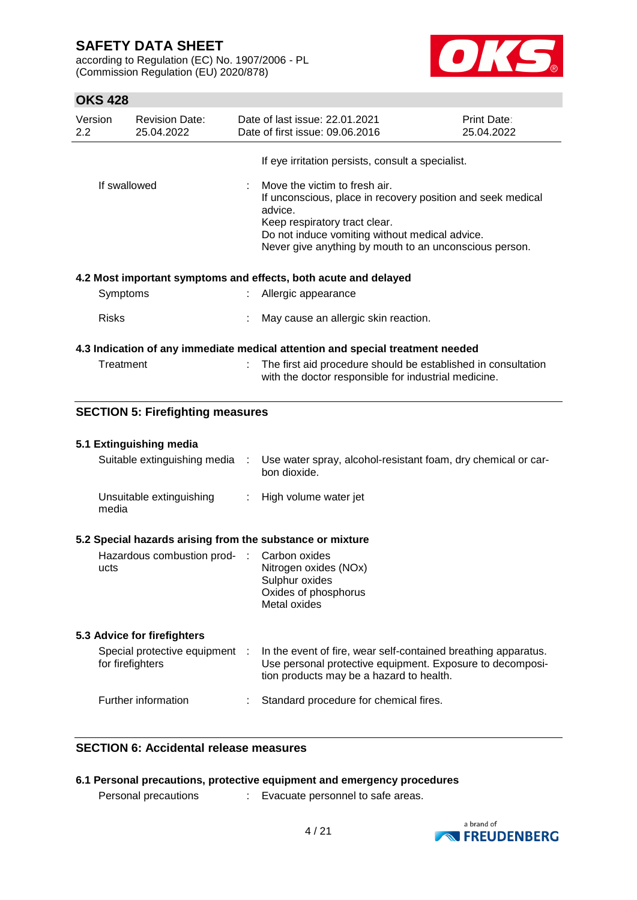| | | |
|---|---|---|
| | | If eye irritation persists, consult a specialist. |
| If swallowed | : | Move the victim to fresh air.<br>If unconscious, place in recovery position and seek medical advice.<br>Keep respiratory tract clear.<br>Do not induce vomiting without medical advice.<br>Never give anything by mouth to an unconscious person. |

**4.2 Most important symptoms and effects, both acute and delayed**

| | | |
|---|---|---|
| Symptoms | : | Allergic appearance |
| Risks | : | May cause an allergic skin reaction. |

**4.3 Indication of any immediate medical attention and special treatment needed**

| | | |
|---|---|---|
| Treatment | : | The first aid procedure should be established in consultation with the doctor responsible for industrial medicine. |

## SECTION 5: Firefighting measures

**5.1 Extinguishing media**

| | | |
|---|---|---|
| Suitable extinguishing media | : | Use water spray, alcohol-resistant foam, dry chemical or carbon dioxide. |
| Unsuitable extinguishing media | : | High volume water jet |

**5.2 Special hazards arising from the substance or mixture**

| | | |
|---|---|---|
| Hazardous combustion products | : | Carbon oxides<br>Nitrogen oxides (NOx)<br>Sulphur oxides<br>Oxides of phosphorus<br>Metal oxides |

**5.3 Advice for firefighters**

| | | |
|---|---|---|
| Special protective equipment for firefighters | : | In the event of fire, wear self-contained breathing apparatus. Use personal protective equipment. Exposure to decomposition products may be a hazard to health. |
| Further information | : | Standard procedure for chemical fires. |

## SECTION 6: Accidental release measures

**6.1 Personal precautions, protective equipment and emergency procedures**

| | | |
|---|---|---|
| Personal precautions | : | Evacuate personnel to safe areas. |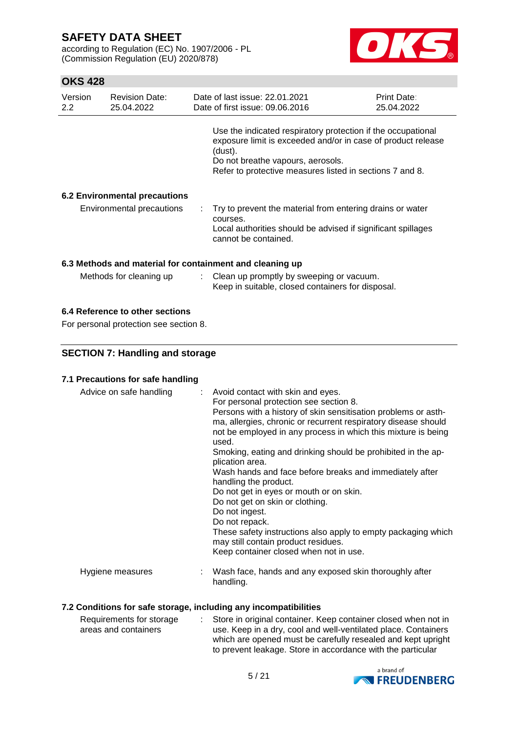Use the indicated respiratory protection if the occupational exposure limit is exceeded and/or in case of product release (dust).
Do not breathe vapours, aerosols.
Refer to protective measures listed in sections 7 and 8.

### 6.2 Environmental precautions

Environmental precautions : Try to prevent the material from entering drains or water courses.
Local authorities should be advised if significant spillages cannot be contained.

### 6.3 Methods and material for containment and cleaning up

Methods for cleaning up : Clean up promptly by sweeping or vacuum.
Keep in suitable, closed containers for disposal.

### 6.4 Reference to other sections

For personal protection see section 8.

## SECTION 7: Handling and storage

### 7.1 Precautions for safe handling

Advice on safe handling : Avoid contact with skin and eyes.
For personal protection see section 8.
Persons with a history of skin sensitisation problems or asthma, allergies, chronic or recurrent respiratory disease should not be employed in any process in which this mixture is being used.
Smoking, eating and drinking should be prohibited in the application area.
Wash hands and face before breaks and immediately after handling the product.
Do not get in eyes or mouth or on skin.
Do not get on skin or clothing.
Do not ingest.
Do not repack.
These safety instructions also apply to empty packaging which may still contain product residues.
Keep container closed when not in use.

Hygiene measures : Wash face, hands and any exposed skin thoroughly after handling.

### 7.2 Conditions for safe storage, including any incompatibilities

Requirements for storage areas and containers : Store in original container. Keep container closed when not in use. Keep in a dry, cool and well-ventilated place. Containers which are opened must be carefully resealed and kept upright to prevent leakage. Store in accordance with the particular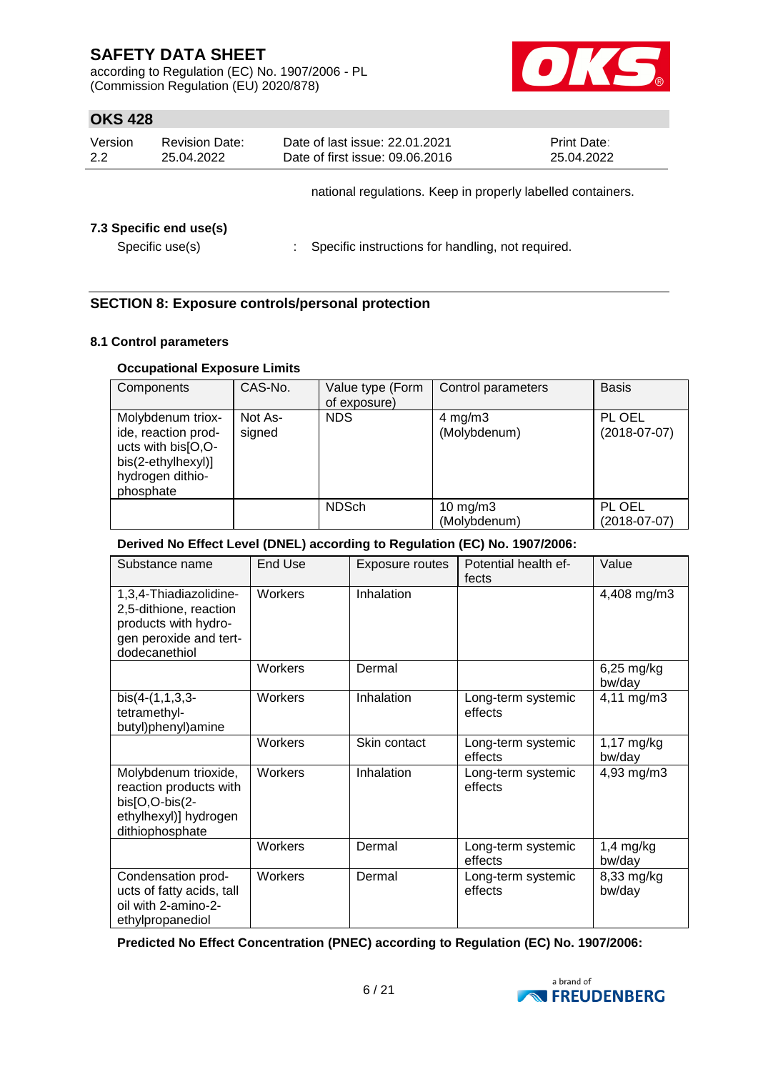national regulations. Keep in properly labelled containers.

### 7.3 Specific end use(s)

Specific use(s) : Specific instructions for handling, not required.

## SECTION 8: Exposure controls/personal protection

### 8.1 Control parameters

**Occupational Exposure Limits**

| Components | CAS-No. | Value type (Form of exposure) | Control parameters | Basis |
|---|---|---|---|---|
| Molybdenum trioxide, reaction products with bis[O,O-bis(2-ethylhexyl)] hydrogen dithiophosphate | Not Assigned | NDS | 4 mg/m3 (Molybdenum) | PL OEL (2018-07-07) |
| | | NDSch | 10 mg/m3 (Molybdenum) | PL OEL (2018-07-07) |

**Derived No Effect Level (DNEL) according to Regulation (EC) No. 1907/2006:**

| Substance name | End Use | Exposure routes | Potential health effects | Value |
|---|---|---|---|---|
| 1,3,4-Thiadiazolidine-2,5-dithione, reaction products with hydrogen peroxide and tert-dodecanethiol | Workers | Inhalation | | 4,408 mg/m3 |
| | Workers | Dermal | | 6,25 mg/kg bw/day |
| bis(4-(1,1,3,3-tetramethylbutyl)phenyl)amine | Workers | Inhalation | Long-term systemic effects | 4,11 mg/m3 |
| | Workers | Skin contact | Long-term systemic effects | 1,17 mg/kg bw/day |
| Molybdenum trioxide, reaction products with bis[O,O-bis(2-ethylhexyl)] hydrogen dithiophosphate | Workers | Inhalation | Long-term systemic effects | 4,93 mg/m3 |
| | Workers | Dermal | Long-term systemic effects | 1,4 mg/kg bw/day |
| Condensation products of fatty acids, tall oil with 2-amino-2-ethylpropanediol | Workers | Dermal | Long-term systemic effects | 8,33 mg/kg bw/day |

**Predicted No Effect Concentration (PNEC) according to Regulation (EC) No. 1907/2006:**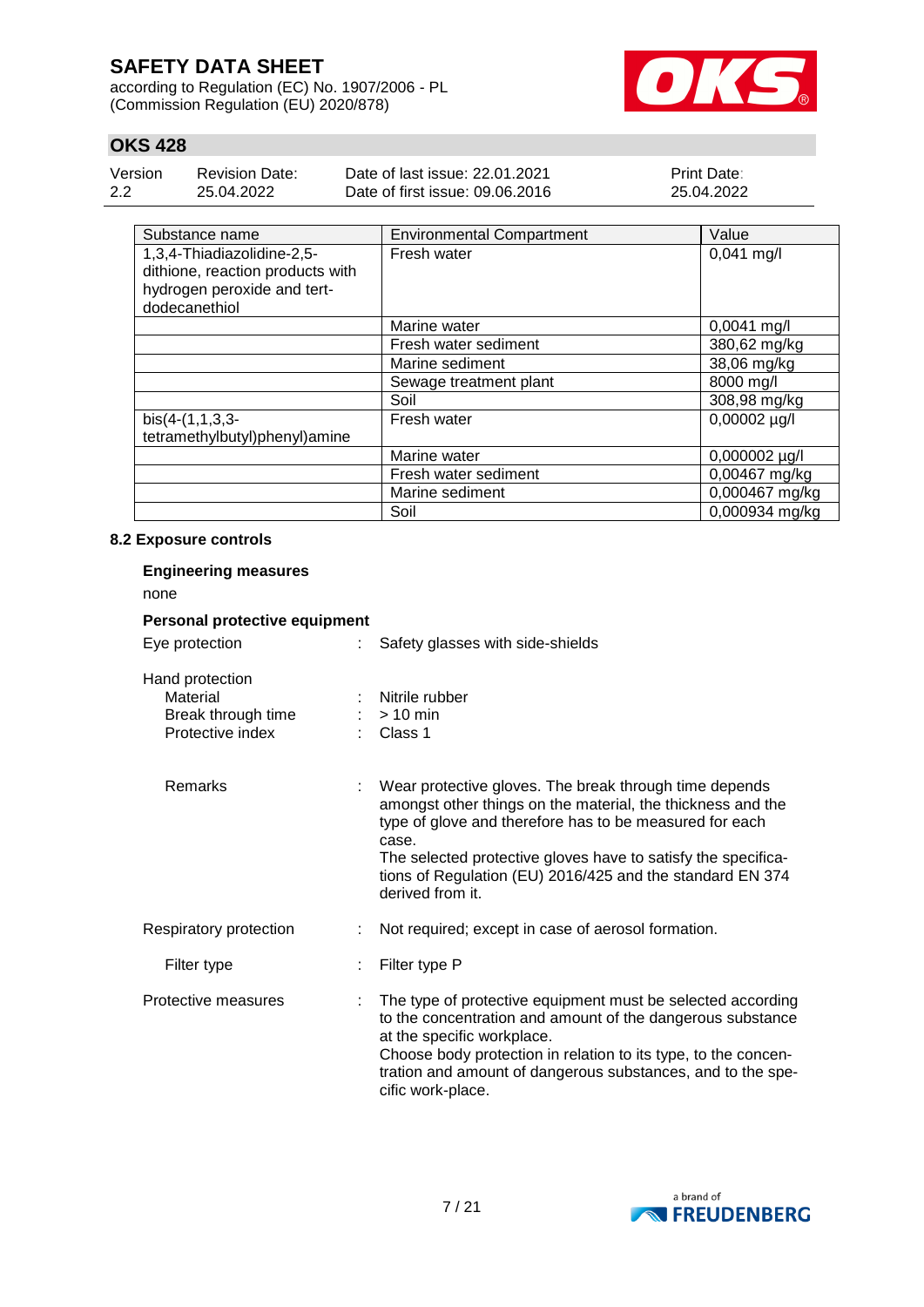| Substance name | Environmental Compartment | Value |
|---|---|---|
| 1,3,4-Thiadiazolidine-2,5-dithione, reaction products with hydrogen peroxide and tert-dodecanethiol | Fresh water | 0,041 mg/l |
| | Marine water | 0,0041 mg/l |
| | Fresh water sediment | 380,62 mg/kg |
| | Marine sediment | 38,06 mg/kg |
| | Sewage treatment plant | 8000 mg/l |
| | Soil | 308,98 mg/kg |
| bis(4-(1,1,3,3-tetramethylbutyl)phenyl)amine | Fresh water | 0,00002 µg/l |
| | Marine water | 0,000002 µg/l |
| | Fresh water sediment | 0,00467 mg/kg |
| | Marine sediment | 0,000467 mg/kg |
| | Soil | 0,000934 mg/kg |

### 8.2 Exposure controls

**Engineering measures**

none

**Personal protective equipment**

Eye protection : Safety glasses with side-shields

Hand protection

- Material : Nitrile rubber
- Break through time : > 10 min
- Protective index : Class 1

- Remarks : Wear protective gloves. The break through time depends amongst other things on the material, the thickness and the type of glove and therefore has to be measured for each case.
The selected protective gloves have to satisfy the specifications of Regulation (EU) 2016/425 and the standard EN 374 derived from it.

Respiratory protection : Not required; except in case of aerosol formation.

- Filter type : Filter type P

Protective measures : The type of protective equipment must be selected according to the concentration and amount of the dangerous substance at the specific workplace.
Choose body protection in relation to its type, to the concentration and amount of dangerous substances, and to the specific work-place.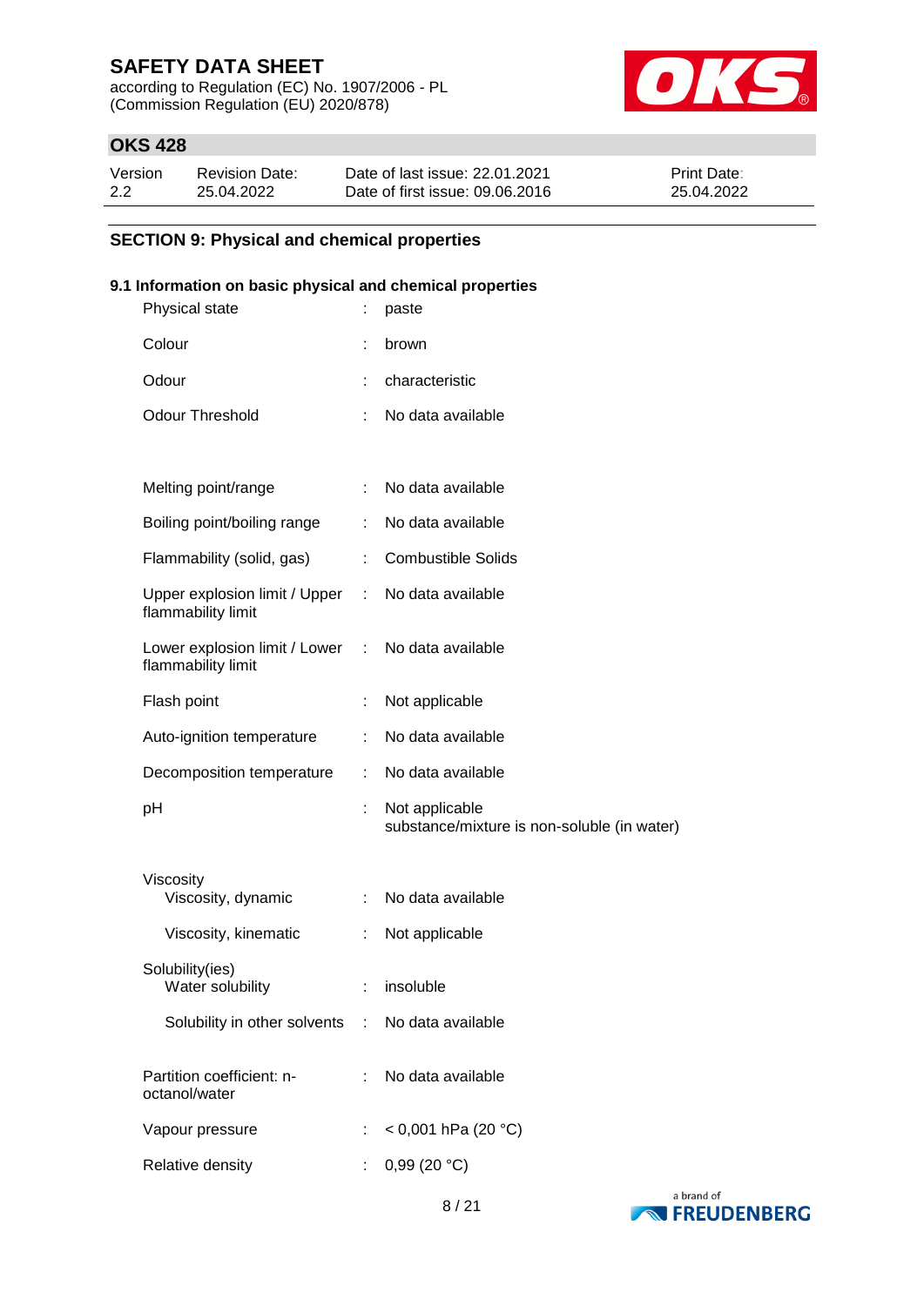## SECTION 9: Physical and chemical properties

### 9.1 Information on basic physical and chemical properties

| Property | | Value |
|---|---|---|
| Physical state | : | paste |
| Colour | : | brown |
| Odour | : | characteristic |
| Odour Threshold | : | No data available |
| Melting point/range | : | No data available |
| Boiling point/boiling range | : | No data available |
| Flammability (solid, gas) | : | Combustible Solids |
| Upper explosion limit / Upper flammability limit | : | No data available |
| Lower explosion limit / Lower flammability limit | : | No data available |
| Flash point | : | Not applicable |
| Auto-ignition temperature | : | No data available |
| Decomposition temperature | : | No data available |
| pH | : | Not applicable<br>substance/mixture is non-soluble (in water) |
| Viscosity | | |
| Viscosity, dynamic | : | No data available |
| Viscosity, kinematic | : | Not applicable |
| Solubility(ies) | | |
| Water solubility | : | insoluble |
| Solubility in other solvents | : | No data available |
| Partition coefficient: n-octanol/water | : | No data available |
| Vapour pressure | : | < 0,001 hPa (20 °C) |
| Relative density | : | 0,99 (20 °C) |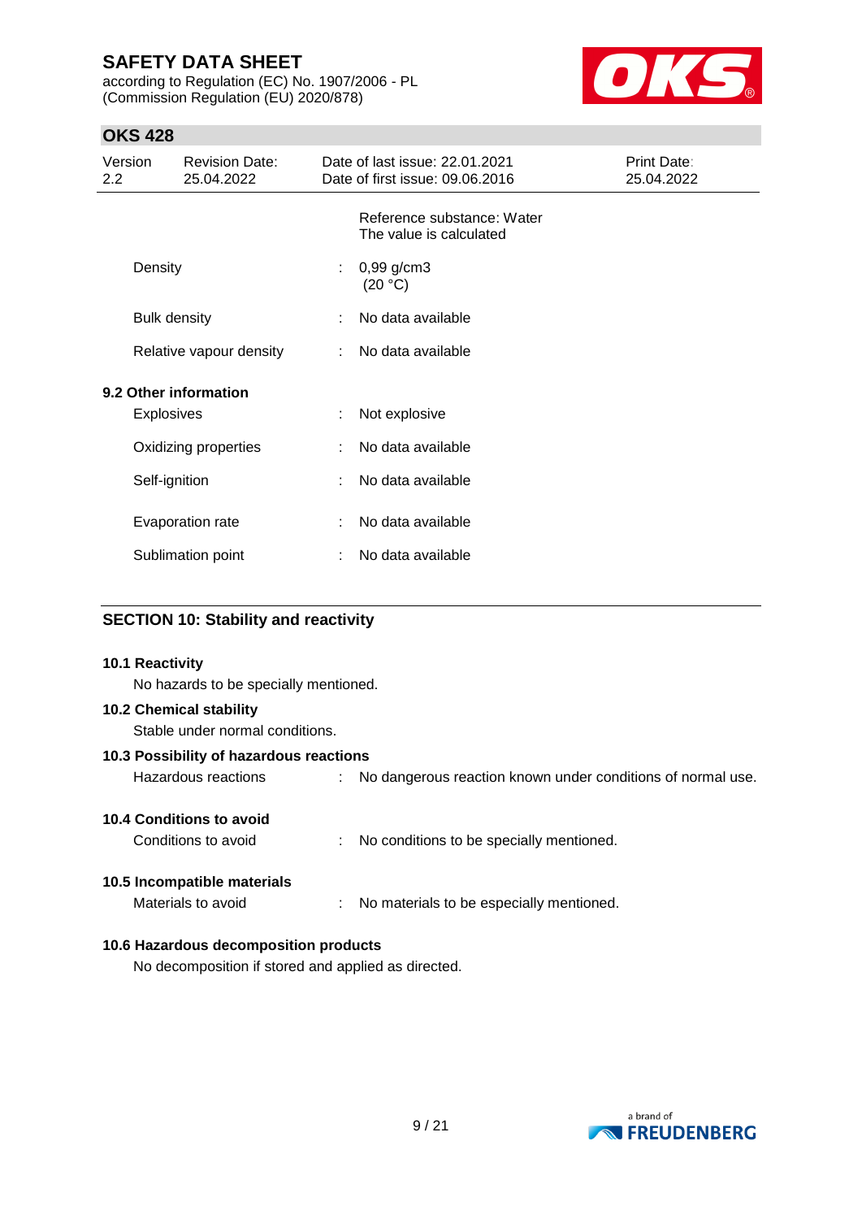| | | |
|---|---|---|
| | | Reference substance: Water<br>The value is calculated |
| Density | : | 0,99 g/cm3<br>(20 °C) |
| Bulk density | : | No data available |
| Relative vapour density | : | No data available |

**9.2 Other information**

| | | |
|---|---|---|
| Explosives | : | Not explosive |
| Oxidizing properties | : | No data available |
| Self-ignition | : | No data available |
| Evaporation rate | : | No data available |
| Sublimation point | : | No data available |

## SECTION 10: Stability and reactivity

**10.1 Reactivity**

No hazards to be specially mentioned.

**10.2 Chemical stability**

Stable under normal conditions.

**10.3 Possibility of hazardous reactions**

| | | |
|---|---|---|
| Hazardous reactions | : | No dangerous reaction known under conditions of normal use. |

**10.4 Conditions to avoid**

| | | |
|---|---|---|
| Conditions to avoid | : | No conditions to be specially mentioned. |

**10.5 Incompatible materials**

| | | |
|---|---|---|
| Materials to avoid | : | No materials to be especially mentioned. |

**10.6 Hazardous decomposition products**

No decomposition if stored and applied as directed.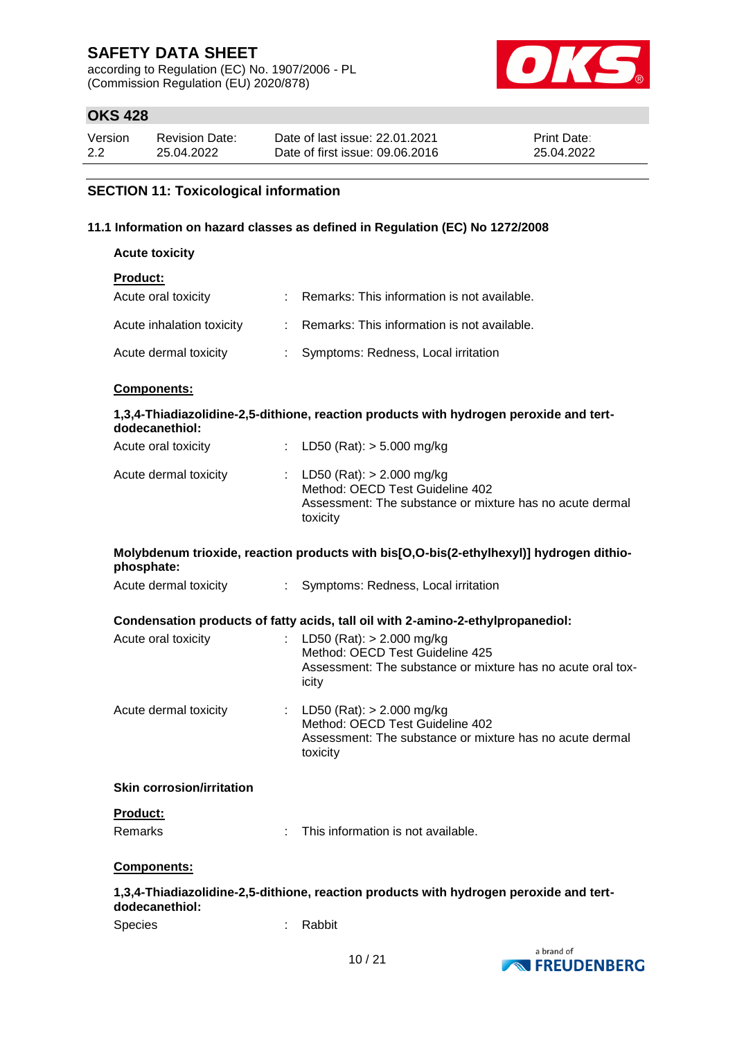## SECTION 11: Toxicological information

### 11.1 Information on hazard classes as defined in Regulation (EC) No 1272/2008

**Acute toxicity**

**Product:**

| | | |
|---|---|---|
| Acute oral toxicity | : | Remarks: This information is not available. |
| Acute inhalation toxicity | : | Remarks: This information is not available. |
| Acute dermal toxicity | : | Symptoms: Redness, Local irritation |

**Components:**

**1,3,4-Thiadiazolidine-2,5-dithione, reaction products with hydrogen peroxide and tert-dodecanethiol:**

| | | |
|---|---|---|
| Acute oral toxicity | : | LD50 (Rat): > 5.000 mg/kg |
| Acute dermal toxicity | : | LD50 (Rat): > 2.000 mg/kg<br>Method: OECD Test Guideline 402<br>Assessment: The substance or mixture has no acute dermal toxicity |

**Molybdenum trioxide, reaction products with bis[O,O-bis(2-ethylhexyl)] hydrogen dithio-phosphate:**

| | | |
|---|---|---|
| Acute dermal toxicity | : | Symptoms: Redness, Local irritation |

**Condensation products of fatty acids, tall oil with 2-amino-2-ethylpropanediol:**

| | | |
|---|---|---|
| Acute oral toxicity | : | LD50 (Rat): > 2.000 mg/kg<br>Method: OECD Test Guideline 425<br>Assessment: The substance or mixture has no acute oral toxicity |
| Acute dermal toxicity | : | LD50 (Rat): > 2.000 mg/kg<br>Method: OECD Test Guideline 402<br>Assessment: The substance or mixture has no acute dermal toxicity |

**Skin corrosion/irritation**

**Product:**

| | | |
|---|---|---|
| Remarks | : | This information is not available. |

**Components:**

**1,3,4-Thiadiazolidine-2,5-dithione, reaction products with hydrogen peroxide and tert-dodecanethiol:**

| | | |
|---|---|---|
| Species | : | Rabbit |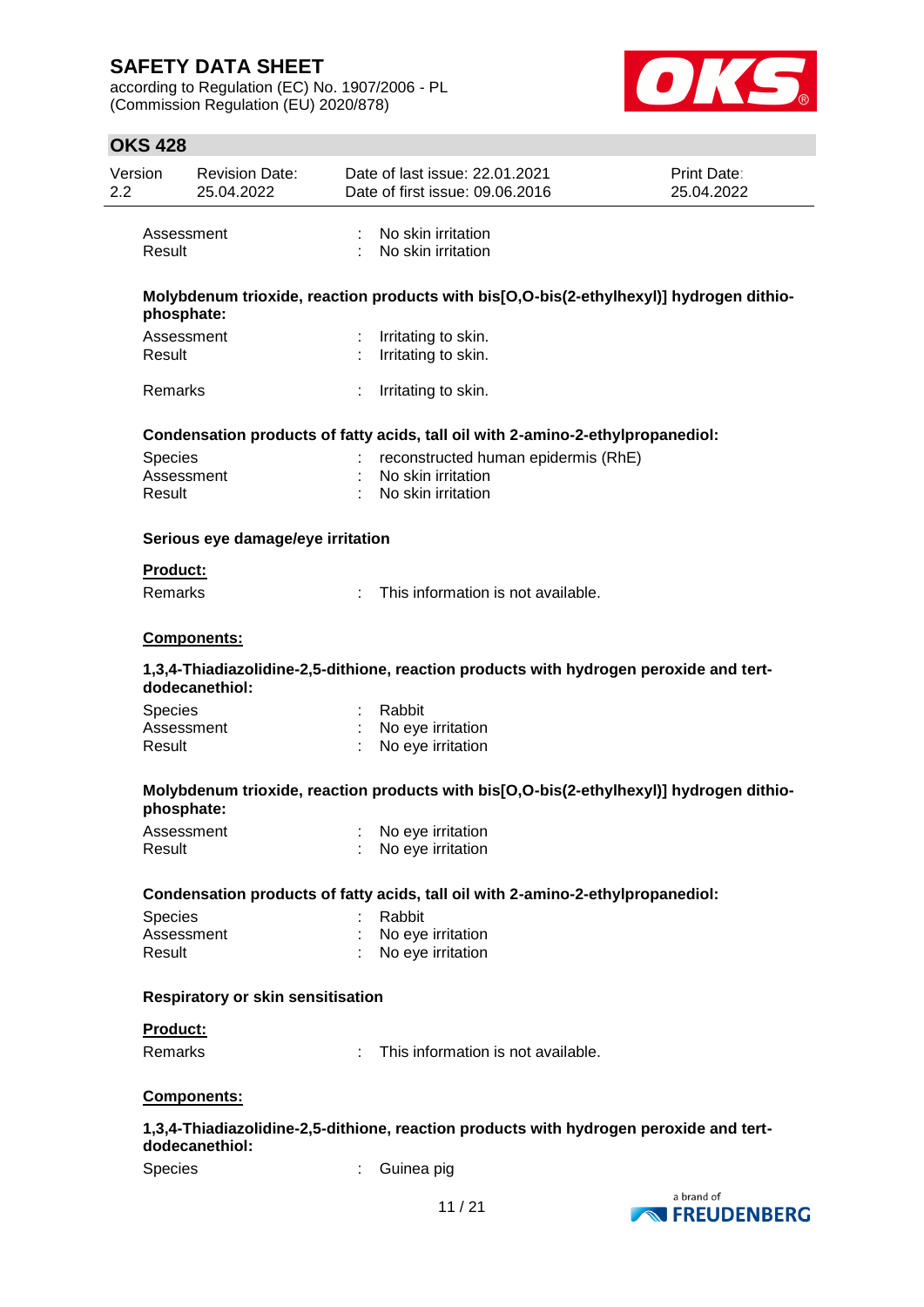Assessment : No skin irritation
Result : No skin irritation

**Molybdenum trioxide, reaction products with bis[O,O-bis(2-ethylhexyl)] hydrogen dithiophosphate:**

Assessment : Irritating to skin.
Result : Irritating to skin.

Remarks : Irritating to skin.

**Condensation products of fatty acids, tall oil with 2-amino-2-ethylpropanediol:**

Species : reconstructed human epidermis (RhE)
Assessment : No skin irritation
Result : No skin irritation

**Serious eye damage/eye irritation**

**Product:**

Remarks : This information is not available.

**Components:**

**1,3,4-Thiadiazolidine-2,5-dithione, reaction products with hydrogen peroxide and tert-dodecanethiol:**

Species : Rabbit
Assessment : No eye irritation
Result : No eye irritation

**Molybdenum trioxide, reaction products with bis[O,O-bis(2-ethylhexyl)] hydrogen dithiophosphate:**

Assessment : No eye irritation
Result : No eye irritation

**Condensation products of fatty acids, tall oil with 2-amino-2-ethylpropanediol:**

Species : Rabbit
Assessment : No eye irritation
Result : No eye irritation

**Respiratory or skin sensitisation**

**Product:**

Remarks : This information is not available.

**Components:**

**1,3,4-Thiadiazolidine-2,5-dithione, reaction products with hydrogen peroxide and tert-dodecanethiol:**

Species : Guinea pig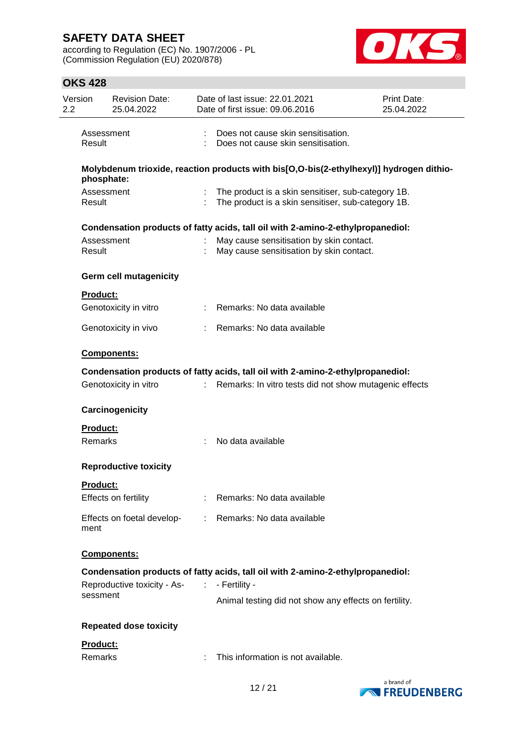| | | |
|---|---|---|
| Assessment | : | Does not cause skin sensitisation. |
| Result | : | Does not cause skin sensitisation. |

**Molybdenum trioxide, reaction products with bis[O,O-bis(2-ethylhexyl)] hydrogen dithiophosphate:**

| | | |
|---|---|---|
| Assessment | : | The product is a skin sensitiser, sub-category 1B. |
| Result | : | The product is a skin sensitiser, sub-category 1B. |

**Condensation products of fatty acids, tall oil with 2-amino-2-ethylpropanediol:**

| | | |
|---|---|---|
| Assessment | : | May cause sensitisation by skin contact. |
| Result | : | May cause sensitisation by skin contact. |

### Germ cell mutagenicity

**Product:**

| | | |
|---|---|---|
| Genotoxicity in vitro | : | Remarks: No data available |
| Genotoxicity in vivo | : | Remarks: No data available |

**Components:**

**Condensation products of fatty acids, tall oil with 2-amino-2-ethylpropanediol:**

| | | |
|---|---|---|
| Genotoxicity in vitro | : | Remarks: In vitro tests did not show mutagenic effects |

### Carcinogenicity

**Product:**

| | | |
|---|---|---|
| Remarks | : | No data available |

### Reproductive toxicity

**Product:**

| | | |
|---|---|---|
| Effects on fertility | : | Remarks: No data available |
| Effects on foetal development | : | Remarks: No data available |

**Components:**

**Condensation products of fatty acids, tall oil with 2-amino-2-ethylpropanediol:**

| | | |
|---|---|---|
| Reproductive toxicity - Assessment | : | - Fertility -<br>Animal testing did not show any effects on fertility. |

### Repeated dose toxicity

**Product:**

| | | |
|---|---|---|
| Remarks | : | This information is not available. |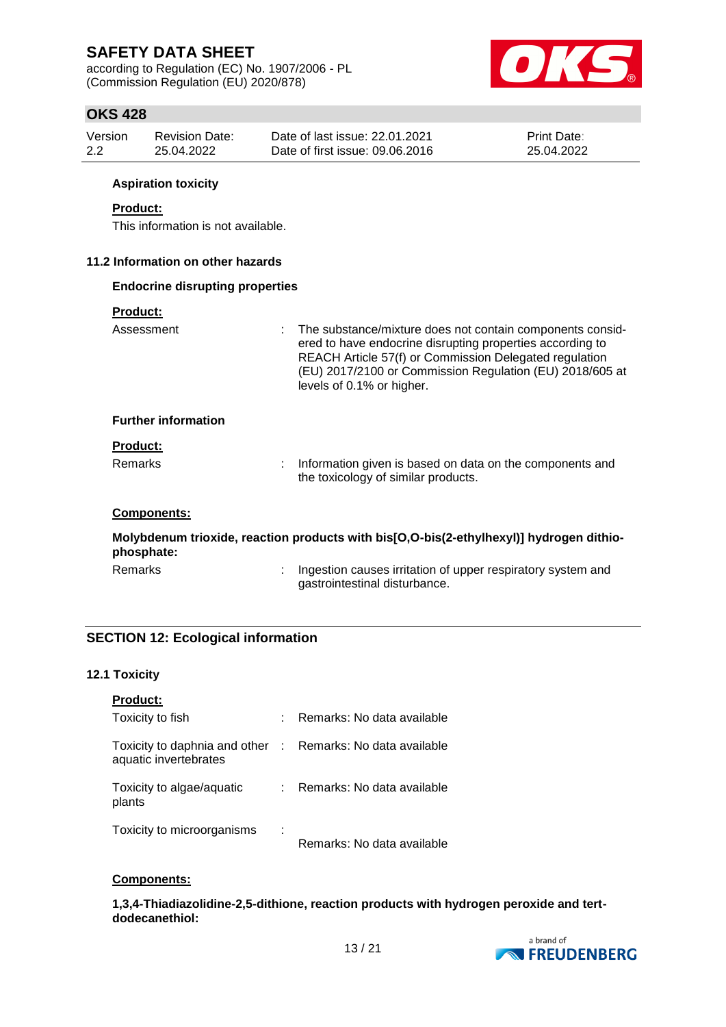**Aspiration toxicity**

**Product:**

This information is not available.

### 11.2 Information on other hazards

**Endocrine disrupting properties**

**Product:**

| | | |
|---|---|---|
| Assessment | : | The substance/mixture does not contain components considered to have endocrine disrupting properties according to REACH Article 57(f) or Commission Delegated regulation (EU) 2017/2100 or Commission Regulation (EU) 2018/605 at levels of 0.1% or higher. |

**Further information**

**Product:**

| | | |
|---|---|---|
| Remarks | : | Information given is based on data on the components and the toxicology of similar products. |

**Components:**

**Molybdenum trioxide, reaction products with bis[O,O-bis(2-ethylhexyl)] hydrogen dithiophosphate:**

| | | |
|---|---|---|
| Remarks | : | Ingestion causes irritation of upper respiratory system and gastrointestinal disturbance. |

## SECTION 12: Ecological information

### 12.1 Toxicity

**Product:**

| | | |
|---|---|---|
| Toxicity to fish | : | Remarks: No data available |
| Toxicity to daphnia and other aquatic invertebrates | : | Remarks: No data available |
| Toxicity to algae/aquatic plants | : | Remarks: No data available |
| Toxicity to microorganisms | : | Remarks: No data available |

**Components:**

**1,3,4-Thiadiazolidine-2,5-dithione, reaction products with hydrogen peroxide and tert-dodecanethiol:**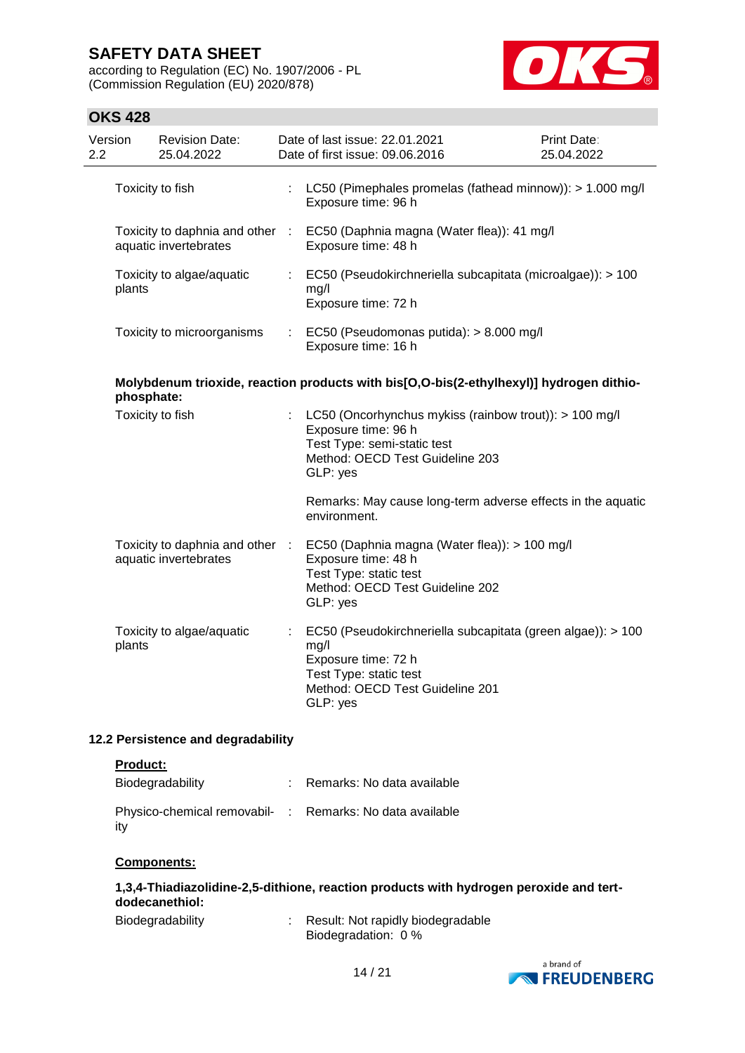| | | |
|---|---|---|
| Toxicity to fish | : | LC50 (Pimephales promelas (fathead minnow)): > 1.000 mg/l<br>Exposure time: 96 h |
| Toxicity to daphnia and other aquatic invertebrates | : | EC50 (Daphnia magna (Water flea)): 41 mg/l<br>Exposure time: 48 h |
| Toxicity to algae/aquatic plants | : | EC50 (Pseudokirchneriella subcapitata (microalgae)): > 100 mg/l<br>Exposure time: 72 h |
| Toxicity to microorganisms | : | EC50 (Pseudomonas putida): > 8.000 mg/l<br>Exposure time: 16 h |

**Molybdenum trioxide, reaction products with bis[O,O-bis(2-ethylhexyl)] hydrogen dithio-phosphate:**

| | | |
|---|---|---|
| Toxicity to fish | : | LC50 (Oncorhynchus mykiss (rainbow trout)): > 100 mg/l<br>Exposure time: 96 h<br>Test Type: semi-static test<br>Method: OECD Test Guideline 203<br>GLP: yes<br><br>Remarks: May cause long-term adverse effects in the aquatic environment. |
| Toxicity to daphnia and other aquatic invertebrates | : | EC50 (Daphnia magna (Water flea)): > 100 mg/l<br>Exposure time: 48 h<br>Test Type: static test<br>Method: OECD Test Guideline 202<br>GLP: yes |
| Toxicity to algae/aquatic plants | : | EC50 (Pseudokirchneriella subcapitata (green algae)): > 100 mg/l<br>Exposure time: 72 h<br>Test Type: static test<br>Method: OECD Test Guideline 201<br>GLP: yes |

### 12.2 Persistence and degradability

**Product:**

| | | |
|---|---|---|
| Biodegradability | : | Remarks: No data available |
| Physico-chemical removability | : | Remarks: No data available |

**Components:**

**1,3,4-Thiadiazolidine-2,5-dithione, reaction products with hydrogen peroxide and tert-dodecanethiol:**

| | | |
|---|---|---|
| Biodegradability | : | Result: Not rapidly biodegradable<br>Biodegradation: 0 % |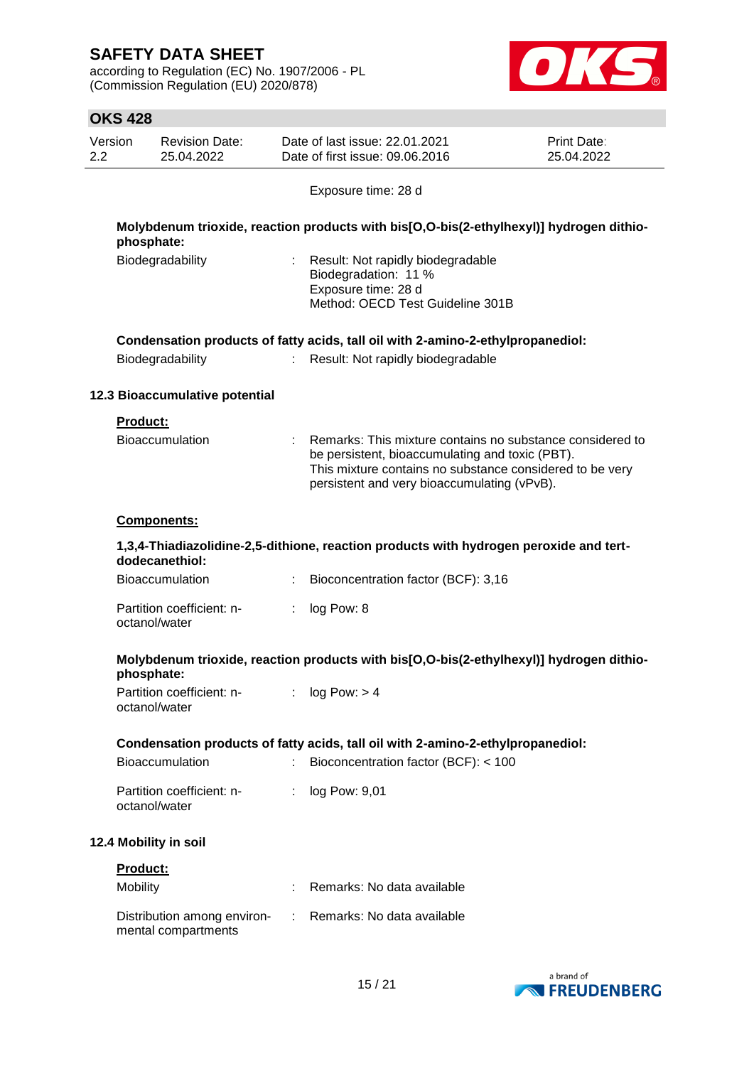Exposure time: 28 d

**Molybdenum trioxide, reaction products with bis[O,O-bis(2-ethylhexyl)] hydrogen dithio-phosphate:**

| | | |
|---|---|---|
| Biodegradability | : | Result: Not rapidly biodegradable<br>Biodegradation: 11 %<br>Exposure time: 28 d<br>Method: OECD Test Guideline 301B |

**Condensation products of fatty acids, tall oil with 2-amino-2-ethylpropanediol:**

| | | |
|---|---|---|
| Biodegradability | : | Result: Not rapidly biodegradable |

### 12.3 Bioaccumulative potential

**Product:**

| | | |
|---|---|---|
| Bioaccumulation | : | Remarks: This mixture contains no substance considered to be persistent, bioaccumulating and toxic (PBT).<br>This mixture contains no substance considered to be very persistent and very bioaccumulating (vPvB). |

**Components:**

**1,3,4-Thiadiazolidine-2,5-dithione, reaction products with hydrogen peroxide and tert-dodecanethiol:**

| | | |
|---|---|---|
| Bioaccumulation | : | Bioconcentration factor (BCF): 3,16 |
| Partition coefficient: n-octanol/water | : | log Pow: 8 |

**Molybdenum trioxide, reaction products with bis[O,O-bis(2-ethylhexyl)] hydrogen dithio-phosphate:**

| | | |
|---|---|---|
| Partition coefficient: n-octanol/water | : | log Pow: > 4 |

**Condensation products of fatty acids, tall oil with 2-amino-2-ethylpropanediol:**

| | | |
|---|---|---|
| Bioaccumulation | : | Bioconcentration factor (BCF): < 100 |
| Partition coefficient: n-octanol/water | : | log Pow: 9,01 |

### 12.4 Mobility in soil

**Product:**

| | | |
|---|---|---|
| Mobility | : | Remarks: No data available |
| Distribution among environmental compartments | : | Remarks: No data available |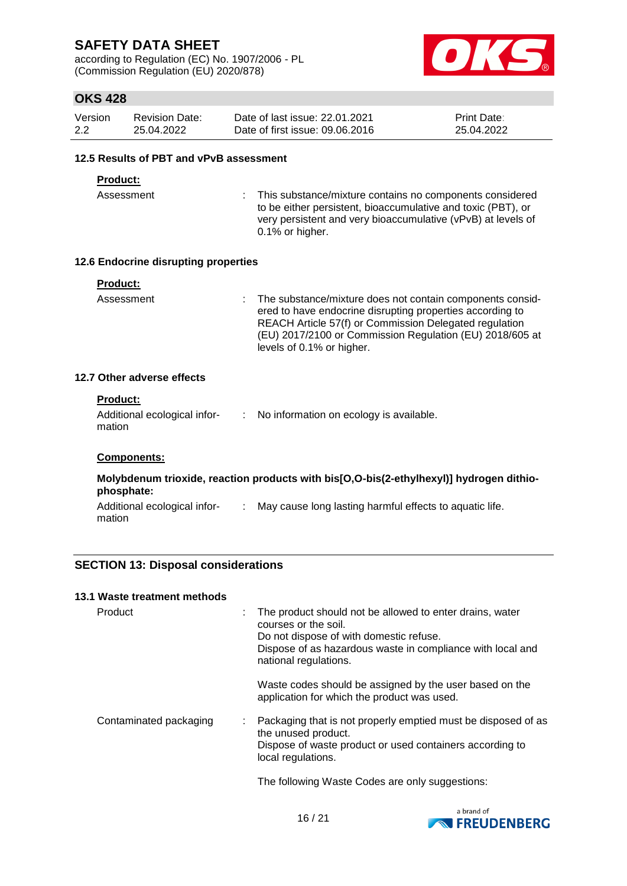### 12.5 Results of PBT and vPvB assessment

**Product:**

Assessment : This substance/mixture contains no components considered to be either persistent, bioaccumulative and toxic (PBT), or very persistent and very bioaccumulative (vPvB) at levels of 0.1% or higher.

### 12.6 Endocrine disrupting properties

**Product:**

Assessment : The substance/mixture does not contain components considered to have endocrine disrupting properties according to REACH Article 57(f) or Commission Delegated regulation (EU) 2017/2100 or Commission Regulation (EU) 2018/605 at levels of 0.1% or higher.

### 12.7 Other adverse effects

**Product:**

Additional ecological information : No information on ecology is available.

**Components:**

**Molybdenum trioxide, reaction products with bis[O,O-bis(2-ethylhexyl)] hydrogen dithiophosphate:**

Additional ecological information : May cause long lasting harmful effects to aquatic life.

## SECTION 13: Disposal considerations

### 13.1 Waste treatment methods

Product : The product should not be allowed to enter drains, water courses or the soil.
Do not dispose of with domestic refuse.
Dispose of as hazardous waste in compliance with local and national regulations.

Waste codes should be assigned by the user based on the application for which the product was used.

Contaminated packaging : Packaging that is not properly emptied must be disposed of as the unused product.
Dispose of waste product or used containers according to local regulations.

The following Waste Codes are only suggestions: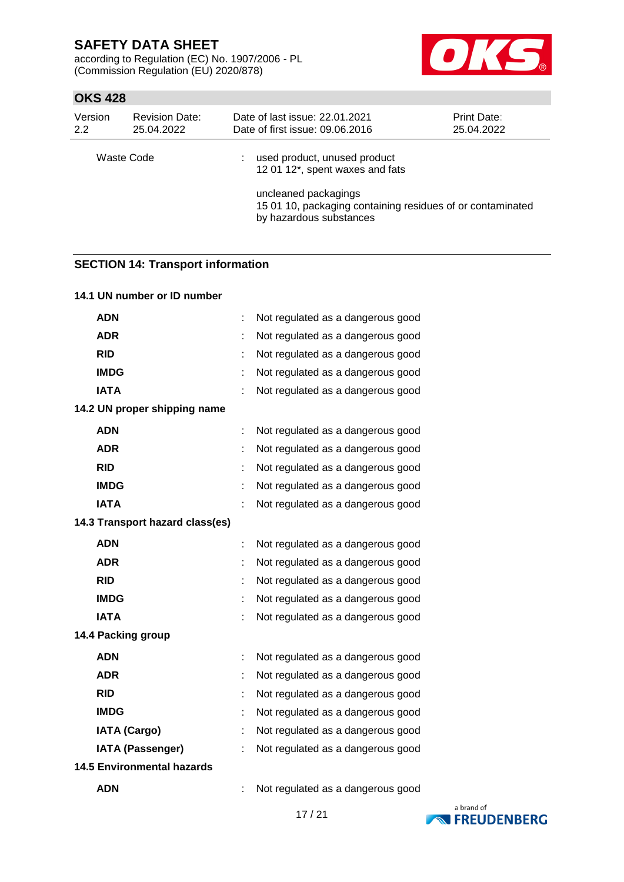| | | |
|---|---|---|
| Waste Code | : | used product, unused product<br>12 01 12*, spent waxes and fats<br><br>uncleaned packagings<br>15 01 10, packaging containing residues of or contaminated by hazardous substances |

## SECTION 14: Transport information

### 14.1 UN number or ID number

| | | |
|---|---|---|
| **ADN** | : | Not regulated as a dangerous good |
| **ADR** | : | Not regulated as a dangerous good |
| **RID** | : | Not regulated as a dangerous good |
| **IMDG** | : | Not regulated as a dangerous good |
| **IATA** | : | Not regulated as a dangerous good |

### 14.2 UN proper shipping name

| | | |
|---|---|---|
| **ADN** | : | Not regulated as a dangerous good |
| **ADR** | : | Not regulated as a dangerous good |
| **RID** | : | Not regulated as a dangerous good |
| **IMDG** | : | Not regulated as a dangerous good |
| **IATA** | : | Not regulated as a dangerous good |

### 14.3 Transport hazard class(es)

| | | |
|---|---|---|
| **ADN** | : | Not regulated as a dangerous good |
| **ADR** | : | Not regulated as a dangerous good |
| **RID** | : | Not regulated as a dangerous good |
| **IMDG** | : | Not regulated as a dangerous good |
| **IATA** | : | Not regulated as a dangerous good |

### 14.4 Packing group

| | | |
|---|---|---|
| **ADN** | : | Not regulated as a dangerous good |
| **ADR** | : | Not regulated as a dangerous good |
| **RID** | : | Not regulated as a dangerous good |
| **IMDG** | : | Not regulated as a dangerous good |
| **IATA (Cargo)** | : | Not regulated as a dangerous good |
| **IATA (Passenger)** | : | Not regulated as a dangerous good |

### 14.5 Environmental hazards

| | | |
|---|---|---|
| **ADN** | : | Not regulated as a dangerous good |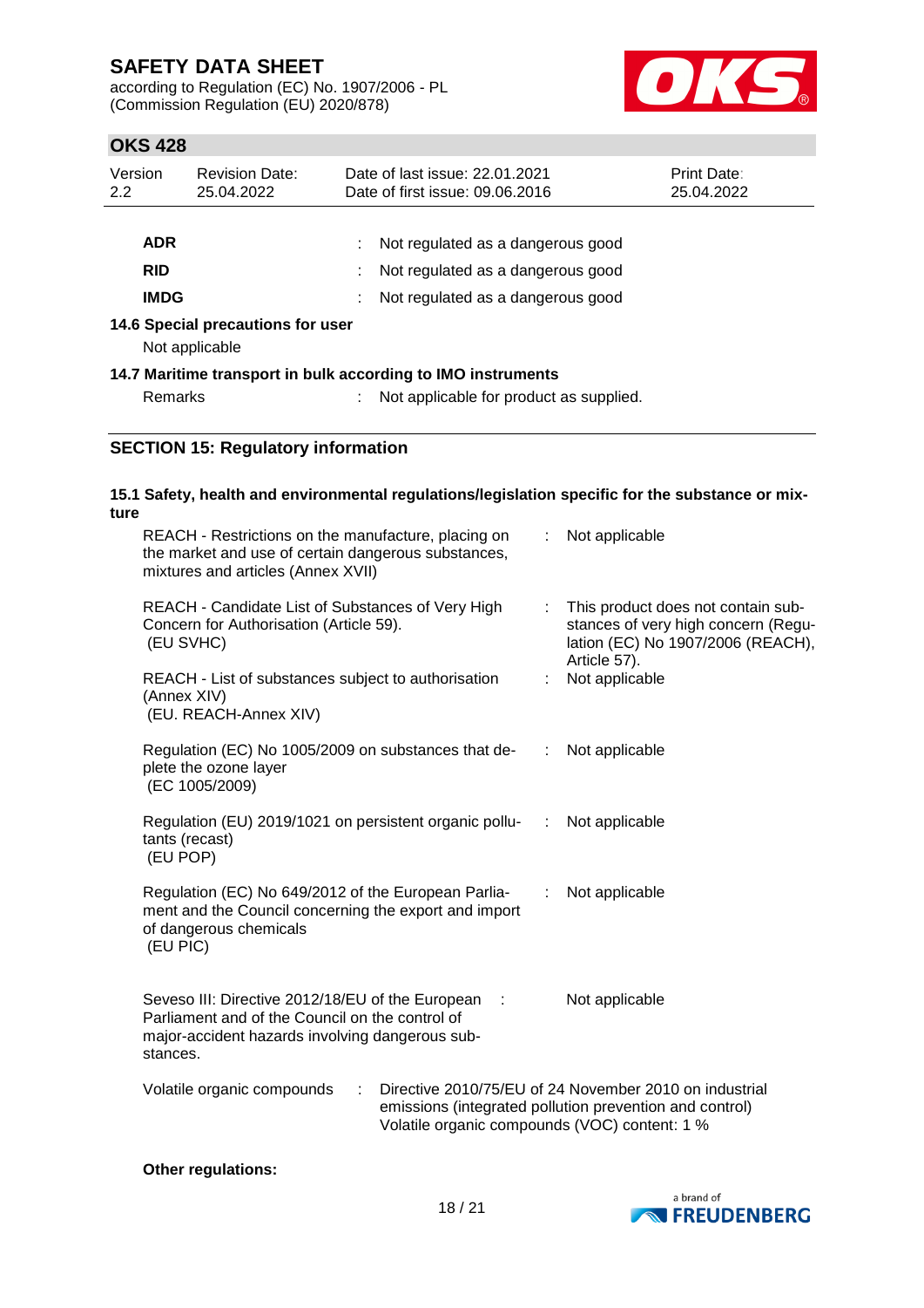| | | |
|---|---|---|
| **ADR** | : | Not regulated as a dangerous good |
| **RID** | : | Not regulated as a dangerous good |
| **IMDG** | : | Not regulated as a dangerous good |

**14.6 Special precautions for user**

Not applicable

**14.7 Maritime transport in bulk according to IMO instruments**

Remarks : Not applicable for product as supplied.

## SECTION 15: Regulatory information

**15.1 Safety, health and environmental regulations/legislation specific for the substance or mixture**

| | | |
|---|---|---|
| REACH - Restrictions on the manufacture, placing on the market and use of certain dangerous substances, mixtures and articles (Annex XVII) | : | Not applicable |
| REACH - Candidate List of Substances of Very High Concern for Authorisation (Article 59). (EU SVHC) | : | This product does not contain substances of very high concern (Regulation (EC) No 1907/2006 (REACH), Article 57). |
| REACH - List of substances subject to authorisation (Annex XIV) (EU. REACH-Annex XIV) | : | Not applicable |
| Regulation (EC) No 1005/2009 on substances that deplete the ozone layer (EC 1005/2009) | : | Not applicable |
| Regulation (EU) 2019/1021 on persistent organic pollutants (recast) (EU POP) | : | Not applicable |
| Regulation (EC) No 649/2012 of the European Parliament and the Council concerning the export and import of dangerous chemicals (EU PIC) | : | Not applicable |
| Seveso III: Directive 2012/18/EU of the European Parliament and of the Council on the control of major-accident hazards involving dangerous substances. | : | Not applicable |

Volatile organic compounds : Directive 2010/75/EU of 24 November 2010 on industrial emissions (integrated pollution prevention and control)
Volatile organic compounds (VOC) content: 1 %

**Other regulations:**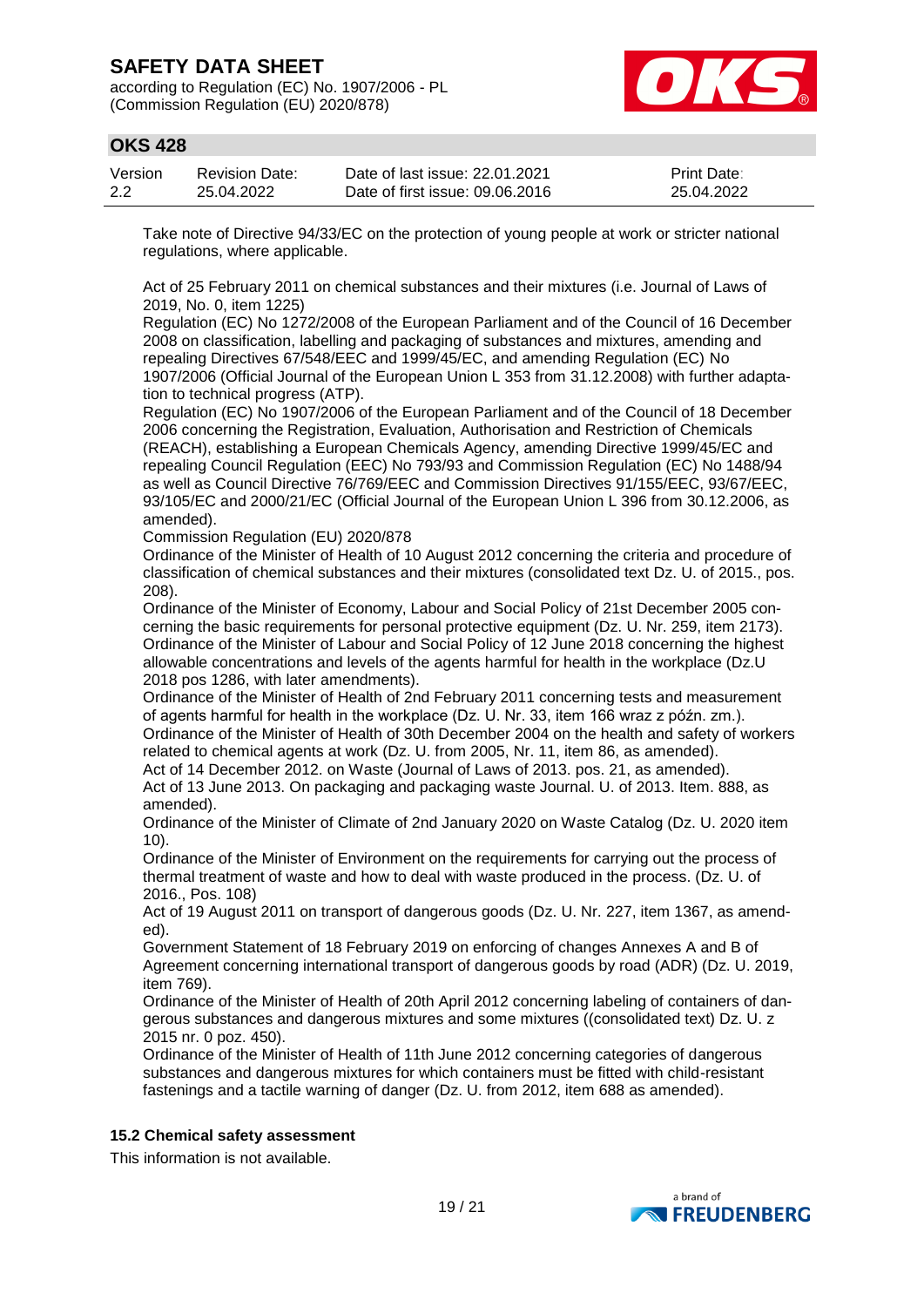Take note of Directive 94/33/EC on the protection of young people at work or stricter national regulations, where applicable.

Act of 25 February 2011 on chemical substances and their mixtures (i.e. Journal of Laws of 2019, No. 0, item 1225)
Regulation (EC) No 1272/2008 of the European Parliament and of the Council of 16 December 2008 on classification, labelling and packaging of substances and mixtures, amending and repealing Directives 67/548/EEC and 1999/45/EC, and amending Regulation (EC) No 1907/2006 (Official Journal of the European Union L 353 from 31.12.2008) with further adaptation to technical progress (ATP).
Regulation (EC) No 1907/2006 of the European Parliament and of the Council of 18 December 2006 concerning the Registration, Evaluation, Authorisation and Restriction of Chemicals (REACH), establishing a European Chemicals Agency, amending Directive 1999/45/EC and repealing Council Regulation (EEC) No 793/93 and Commission Regulation (EC) No 1488/94 as well as Council Directive 76/769/EEC and Commission Directives 91/155/EEC, 93/67/EEC, 93/105/EC and 2000/21/EC (Official Journal of the European Union L 396 from 30.12.2006, as amended).
Commission Regulation (EU) 2020/878
Ordinance of the Minister of Health of 10 August 2012 concerning the criteria and procedure of classification of chemical substances and their mixtures (consolidated text Dz. U. of 2015., pos. 208).
Ordinance of the Minister of Economy, Labour and Social Policy of 21st December 2005 concerning the basic requirements for personal protective equipment (Dz. U. Nr. 259, item 2173).
Ordinance of the Minister of Labour and Social Policy of 12 June 2018 concerning the highest allowable concentrations and levels of the agents harmful for health in the workplace (Dz.U 2018 pos 1286, with later amendments).
Ordinance of the Minister of Health of 2nd February 2011 concerning tests and measurement of agents harmful for health in the workplace (Dz. U. Nr. 33, item 166 wraz z późn. zm.).
Ordinance of the Minister of Health of 30th December 2004 on the health and safety of workers related to chemical agents at work (Dz. U. from 2005, Nr. 11, item 86, as amended).
Act of 14 December 2012. on Waste (Journal of Laws of 2013. pos. 21, as amended).
Act of 13 June 2013. On packaging and packaging waste Journal. U. of 2013. Item. 888, as amended).
Ordinance of the Minister of Climate of 2nd January 2020 on Waste Catalog (Dz. U. 2020 item 10).
Ordinance of the Minister of Environment on the requirements for carrying out the process of thermal treatment of waste and how to deal with waste produced in the process. (Dz. U. of 2016., Pos. 108)
Act of 19 August 2011 on transport of dangerous goods (Dz. U. Nr. 227, item 1367, as amended).
Government Statement of 18 February 2019 on enforcing of changes Annexes A and B of Agreement concerning international transport of dangerous goods by road (ADR) (Dz. U. 2019, item 769).
Ordinance of the Minister of Health of 20th April 2012 concerning labeling of containers of dangerous substances and dangerous mixtures and some mixtures ((consolidated text) Dz. U. z 2015 nr. 0 poz. 450).
Ordinance of the Minister of Health of 11th June 2012 concerning categories of dangerous substances and dangerous mixtures for which containers must be fitted with child-resistant fastenings and a tactile warning of danger (Dz. U. from 2012, item 688 as amended).

### 15.2 Chemical safety assessment

This information is not available.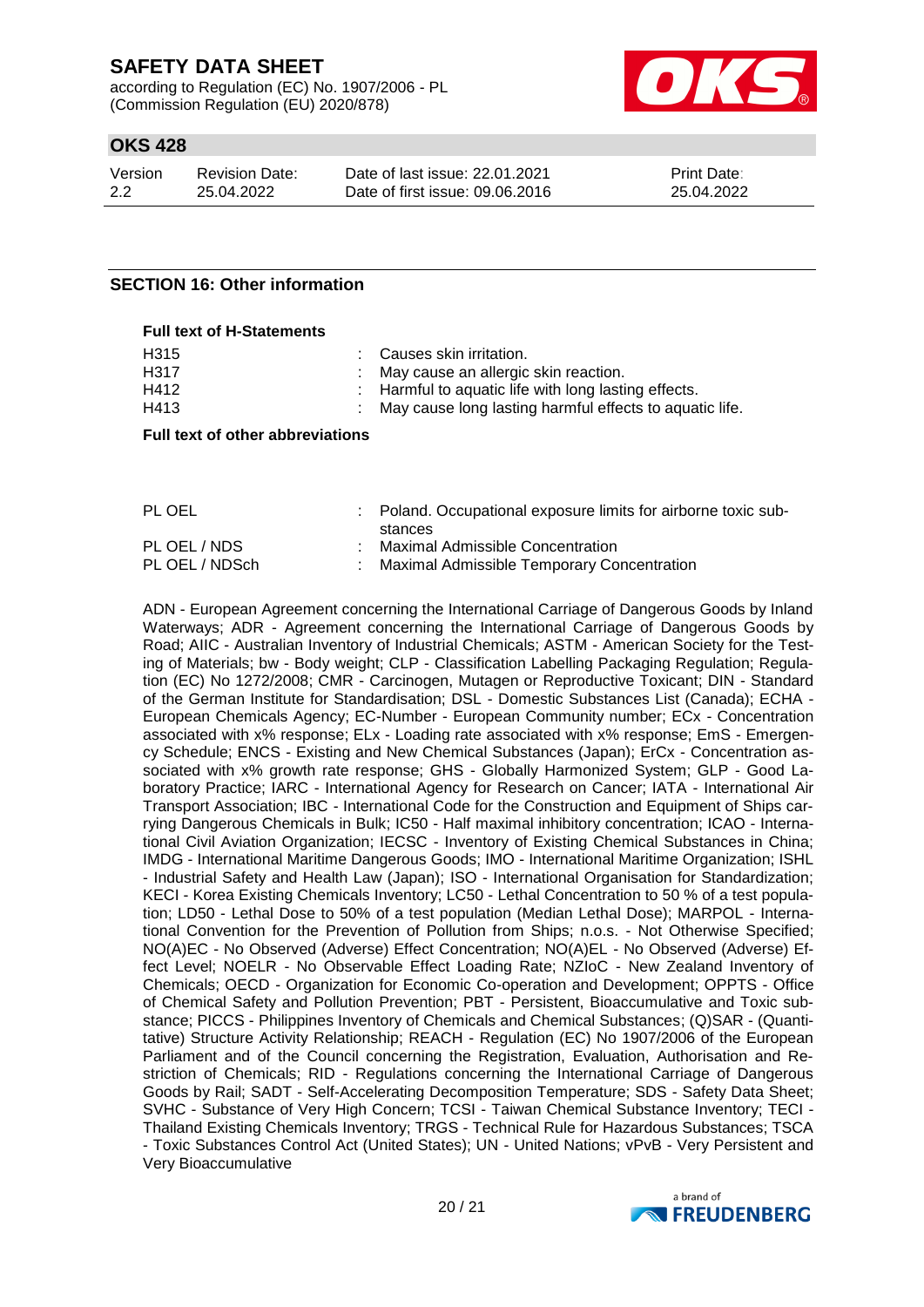## SECTION 16: Other information

**Full text of H-Statements**

| | |
|---|---|
| H315 | : Causes skin irritation. |
| H317 | : May cause an allergic skin reaction. |
| H412 | : Harmful to aquatic life with long lasting effects. |
| H413 | : May cause long lasting harmful effects to aquatic life. |

**Full text of other abbreviations**

| | |
|---|---|
| PL OEL | : Poland. Occupational exposure limits for airborne toxic substances |
| PL OEL / NDS | : Maximal Admissible Concentration |
| PL OEL / NDSch | : Maximal Admissible Temporary Concentration |

ADN - European Agreement concerning the International Carriage of Dangerous Goods by Inland Waterways; ADR - Agreement concerning the International Carriage of Dangerous Goods by Road; AIIC - Australian Inventory of Industrial Chemicals; ASTM - American Society for the Testing of Materials; bw - Body weight; CLP - Classification Labelling Packaging Regulation; Regulation (EC) No 1272/2008; CMR - Carcinogen, Mutagen or Reproductive Toxicant; DIN - Standard of the German Institute for Standardisation; DSL - Domestic Substances List (Canada); ECHA - European Chemicals Agency; EC-Number - European Community number; ECx - Concentration associated with x% response; ELx - Loading rate associated with x% response; EmS - Emergency Schedule; ENCS - Existing and New Chemical Substances (Japan); ErCx - Concentration associated with x% growth rate response; GHS - Globally Harmonized System; GLP - Good Laboratory Practice; IARC - International Agency for Research on Cancer; IATA - International Air Transport Association; IBC - International Code for the Construction and Equipment of Ships carrying Dangerous Chemicals in Bulk; IC50 - Half maximal inhibitory concentration; ICAO - International Civil Aviation Organization; IECSC - Inventory of Existing Chemical Substances in China; IMDG - International Maritime Dangerous Goods; IMO - International Maritime Organization; ISHL - Industrial Safety and Health Law (Japan); ISO - International Organisation for Standardization; KECI - Korea Existing Chemicals Inventory; LC50 - Lethal Concentration to 50 % of a test population; LD50 - Lethal Dose to 50% of a test population (Median Lethal Dose); MARPOL - International Convention for the Prevention of Pollution from Ships; n.o.s. - Not Otherwise Specified; NO(A)EC - No Observed (Adverse) Effect Concentration; NO(A)EL - No Observed (Adverse) Effect Level; NOELR - No Observable Effect Loading Rate; NZIoC - New Zealand Inventory of Chemicals; OECD - Organization for Economic Co-operation and Development; OPPTS - Office of Chemical Safety and Pollution Prevention; PBT - Persistent, Bioaccumulative and Toxic substance; PICCS - Philippines Inventory of Chemicals and Chemical Substances; (Q)SAR - (Quantitative) Structure Activity Relationship; REACH - Regulation (EC) No 1907/2006 of the European Parliament and of the Council concerning the Registration, Evaluation, Authorisation and Restriction of Chemicals; RID - Regulations concerning the International Carriage of Dangerous Goods by Rail; SADT - Self-Accelerating Decomposition Temperature; SDS - Safety Data Sheet; SVHC - Substance of Very High Concern; TCSI - Taiwan Chemical Substance Inventory; TECI - Thailand Existing Chemicals Inventory; TRGS - Technical Rule for Hazardous Substances; TSCA - Toxic Substances Control Act (United States); UN - United Nations; vPvB - Very Persistent and Very Bioaccumulative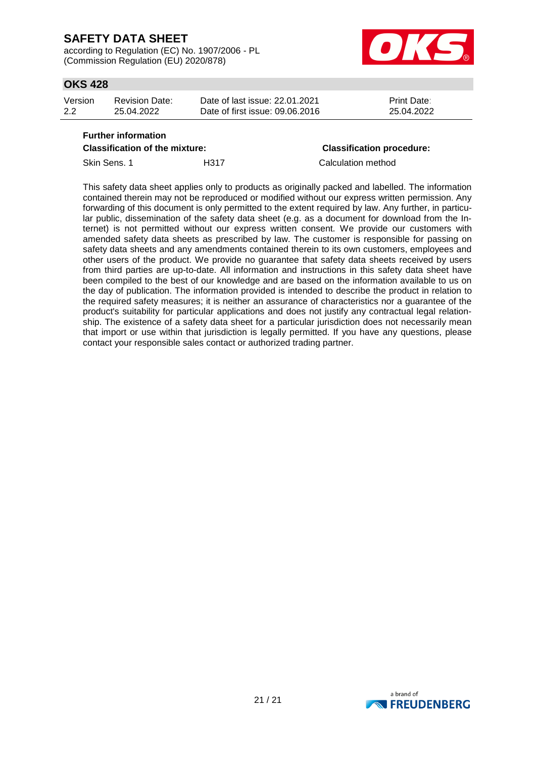**Further information**

| Classification of the mixture: | | Classification procedure: |
|---|---|---|
| Skin Sens. 1 | H317 | Calculation method |

This safety data sheet applies only to products as originally packed and labelled. The information contained therein may not be reproduced or modified without our express written permission. Any forwarding of this document is only permitted to the extent required by law. Any further, in particular public, dissemination of the safety data sheet (e.g. as a document for download from the Internet) is not permitted without our express written consent. We provide our customers with amended safety data sheets as prescribed by law. The customer is responsible for passing on safety data sheets and any amendments contained therein to its own customers, employees and other users of the product. We provide no guarantee that safety data sheets received by users from third parties are up-to-date. All information and instructions in this safety data sheet have been compiled to the best of our knowledge and are based on the information available to us on the day of publication. The information provided is intended to describe the product in relation to the required safety measures; it is neither an assurance of characteristics nor a guarantee of the product's suitability for particular applications and does not justify any contractual legal relationship. The existence of a safety data sheet for a particular jurisdiction does not necessarily mean that import or use within that jurisdiction is legally permitted. If you have any questions, please contact your responsible sales contact or authorized trading partner.